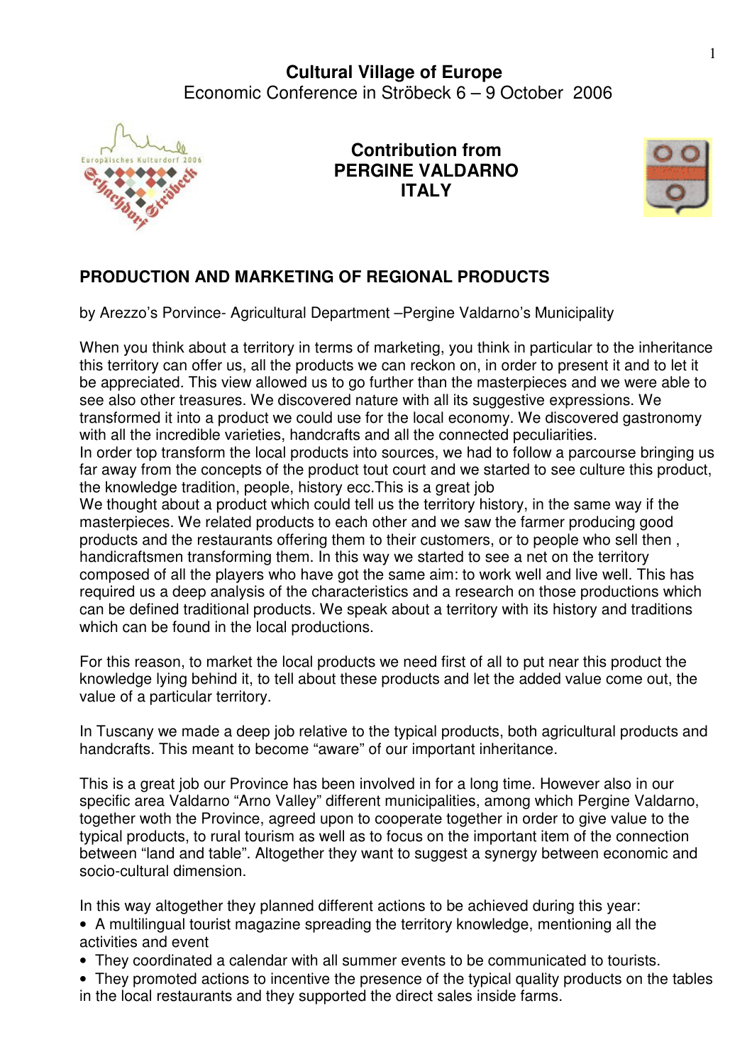# Cultural Village of Europe

Economic Conference in Ströbeck 6 – 9 October 2006

**Contribution from**
**PERGINE VALDARNO**
**ITALY**

## PRODUCTION AND MARKETING OF REGIONAL PRODUCTS

by Arezzo's Porvince- Agricultural Department –Pergine Valdarno's Municipality

When you think about a territory in terms of marketing, you think in particular to the inheritance this territory can offer us, all the products we can reckon on, in order to present it and to let it be appreciated. This view allowed us to go further than the masterpieces and we were able to see also other treasures. We discovered nature with all its suggestive expressions. We transformed it into a product we could use for the local economy. We discovered gastronomy with all the incredible varieties, handcrafts and all the connected peculiarities.
In order top transform the local products into sources, we had to follow a parcourse bringing us far away from the concepts of the product tout court and we started to see culture this product, the knowledge tradition, people, history ecc.This is a great job
We thought about a product which could tell us the territory history, in the same way if the masterpieces. We related products to each other and we saw the farmer producing good products and the restaurants offering them to their customers, or to people who sell then , handicraftsmen transforming them. In this way we started to see a net on the territory composed of all the players who have got the same aim: to work well and live well. This has required us a deep analysis of the characteristics and a research on those productions which can be defined traditional products. We speak about a territory with its history and traditions which can be found in the local productions.

For this reason, to market the local products we need first of all to put near this product the knowledge lying behind it, to tell about these products and let the added value come out, the value of a particular territory.

In Tuscany we made a deep job relative to the typical products, both agricultural products and handcrafts. This meant to become "aware" of our important inheritance.

This is a great job our Province has been involved in for a long time. However also in our specific area Valdarno "Arno Valley" different municipalities, among which Pergine Valdarno, together woth the Province, agreed upon to cooperate together in order to give value to the typical products, to rural tourism as well as to focus on the important item of the connection between "land and table". Altogether they want to suggest a synergy between economic and socio-cultural dimension.

In this way altogether they planned different actions to be achieved during this year:

- A multilingual tourist magazine spreading the territory knowledge, mentioning all the activities and event
- They coordinated a calendar with all summer events to be communicated to tourists.
- They promoted actions to incentive the presence of the typical quality products on the tables in the local restaurants and they supported the direct sales inside farms.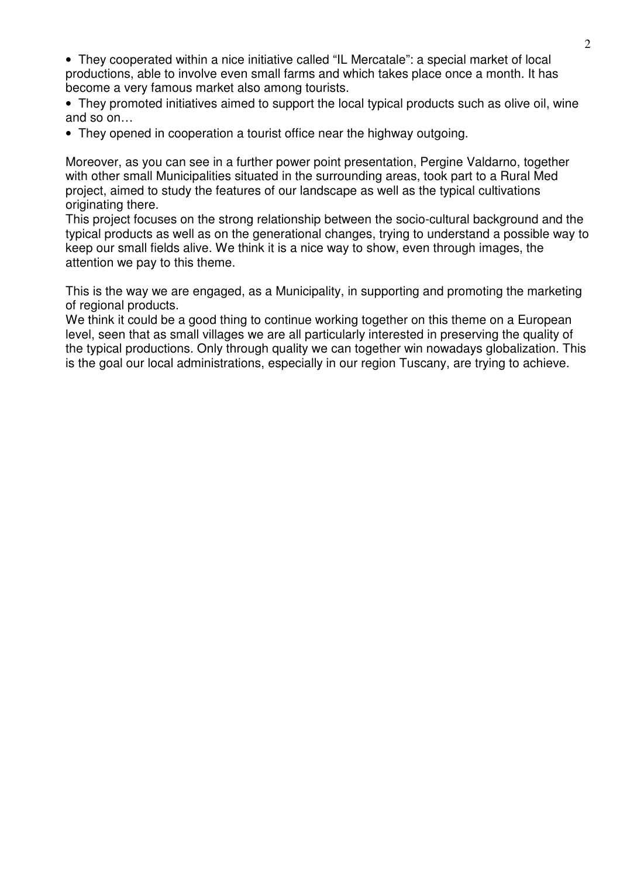- They cooperated within a nice initiative called "IL Mercatale": a special market of local productions, able to involve even small farms and which takes place once a month. It has become a very famous market also among tourists.
- They promoted initiatives aimed to support the local typical products such as olive oil, wine and so on…
- They opened in cooperation a tourist office near the highway outgoing.

Moreover, as you can see in a further power point presentation, Pergine Valdarno, together with other small Municipalities situated in the surrounding areas, took part to a Rural Med project, aimed to study the features of our landscape as well as the typical cultivations originating there.
This project focuses on the strong relationship between the socio-cultural background and the typical products as well as on the generational changes, trying to understand a possible way to keep our small fields alive. We think it is a nice way to show, even through images, the attention we pay to this theme.

This is the way we are engaged, as a Municipality, in supporting and promoting the marketing of regional products.
We think it could be a good thing to continue working together on this theme on a European level, seen that as small villages we are all particularly interested in preserving the quality of the typical productions. Only through quality we can together win nowadays globalization. This is the goal our local administrations, especially in our region Tuscany, are trying to achieve.